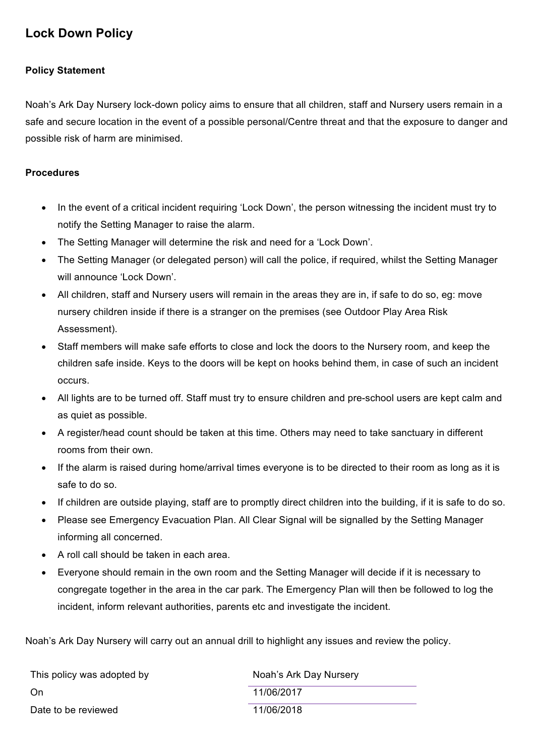# Lock Down Policy

### Policy Statement

Noah's Ark Day Nursery lock-down policy aims to ensure that all children, staff and Nursery users remain in a safe and secure location in the event of a possible personal/Centre threat and that the exposure to danger and possible risk of harm are minimised.

### Procedures

- In the event of a critical incident requiring 'Lock Down', the person witnessing the incident must try to notify the Setting Manager to raise the alarm.
- The Setting Manager will determine the risk and need for a 'Lock Down'.
- The Setting Manager (or delegated person) will call the police, if required, whilst the Setting Manager will announce 'Lock Down'.
- All children, staff and Nursery users will remain in the areas they are in, if safe to do so, eg: move nursery children inside if there is a stranger on the premises (see Outdoor Play Area Risk Assessment).
- Staff members will make safe efforts to close and lock the doors to the Nursery room, and keep the children safe inside. Keys to the doors will be kept on hooks behind them, in case of such an incident occurs.
- All lights are to be turned off. Staff must try to ensure children and pre-school users are kept calm and as quiet as possible.
- A register/head count should be taken at this time. Others may need to take sanctuary in different rooms from their own.
- If the alarm is raised during home/arrival times everyone is to be directed to their room as long as it is safe to do so.
- If children are outside playing, staff are to promptly direct children into the building, if it is safe to do so.
- Please see Emergency Evacuation Plan. All Clear Signal will be signalled by the Setting Manager informing all concerned.
- A roll call should be taken in each area.
- Everyone should remain in the own room and the Setting Manager will decide if it is necessary to congregate together in the area in the car park. The Emergency Plan will then be followed to log the incident, inform relevant authorities, parents etc and investigate the incident.

Noah's Ark Day Nursery will carry out an annual drill to highlight any issues and review the policy.

| | |
|---|---|
| This policy was adopted by | Noah's Ark Day Nursery |
| On | 11/06/2017 |
| Date to be reviewed | 11/06/2018 |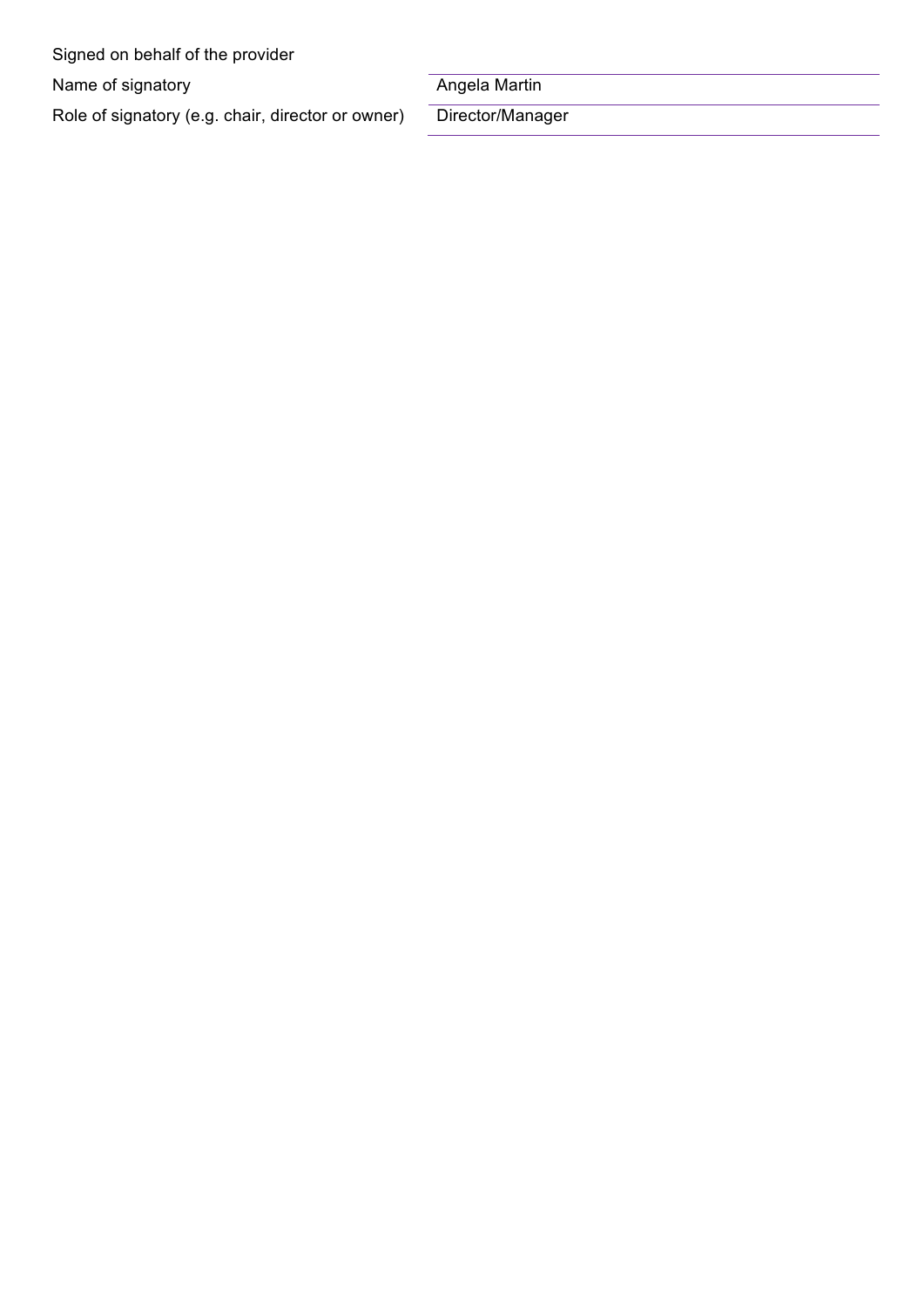Signed on behalf of the provider

| | |
|---|---|
| Name of signatory | Angela Martin |
| Role of signatory (e.g. chair, director or owner) | Director/Manager |